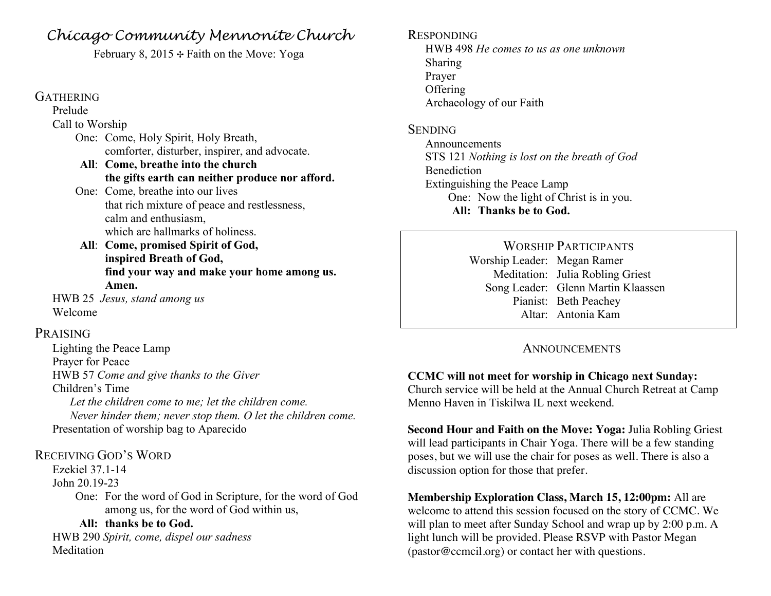# *Chicago Community Mennonite Church*

February 8, 2015 ✢ Faith on the Move: Yoga

## Gathering

Prelude

Call to Worship

One: Come, Holy Spirit, Holy Breath,
comforter, disturber, inspirer, and advocate.

**All: Come, breathe into the church
the gifts earth can neither produce nor afford.**

One: Come, breathe into our lives
that rich mixture of peace and restlessness,
calm and enthusiasm,
which are hallmarks of holiness.

**All: Come, promised Spirit of God,
inspired Breath of God,
find your way and make your home among us.
Amen.**

HWB 25 *Jesus, stand among us*

Welcome

## Praising

Lighting the Peace Lamp

Prayer for Peace

HWB 57 *Come and give thanks to the Giver*

Children's Time

*Let the children come to me; let the children come.*
*Never hinder them; never stop them. O let the children come.*

Presentation of worship bag to Aparecido

## Receiving God's Word

Ezekiel 37.1-14

John 20.19-23

One: For the word of God in Scripture, for the word of God among us, for the word of God within us,

**All: thanks be to God.**

HWB 290 *Spirit, come, dispel our sadness*

Meditation

## Responding

HWB 498 *He comes to us as one unknown*

Sharing

Prayer

Offering

Archaeology of our Faith

## Sending

Announcements

STS 121 *Nothing is lost on the breath of God*

Benediction

Extinguishing the Peace Lamp

One: Now the light of Christ is in you.

**All: Thanks be to God.**

## Worship Participants

Worship Leader: Megan Ramer
Meditation: Julia Robling Griest
Song Leader: Glenn Martin Klaassen
Pianist: Beth Peachey
Altar: Antonia Kam

## Announcements

**CCMC will not meet for worship in Chicago next Sunday:** Church service will be held at the Annual Church Retreat at Camp Menno Haven in Tiskilwa IL next weekend.

**Second Hour and Faith on the Move: Yoga:** Julia Robling Griest will lead participants in Chair Yoga. There will be a few standing poses, but we will use the chair for poses as well. There is also a discussion option for those that prefer.

**Membership Exploration Class, March 15, 12:00pm:** All are welcome to attend this session focused on the story of CCMC. We will plan to meet after Sunday School and wrap up by 2:00 p.m. A light lunch will be provided. Please RSVP with Pastor Megan (pastor@ccmcil.org) or contact her with questions.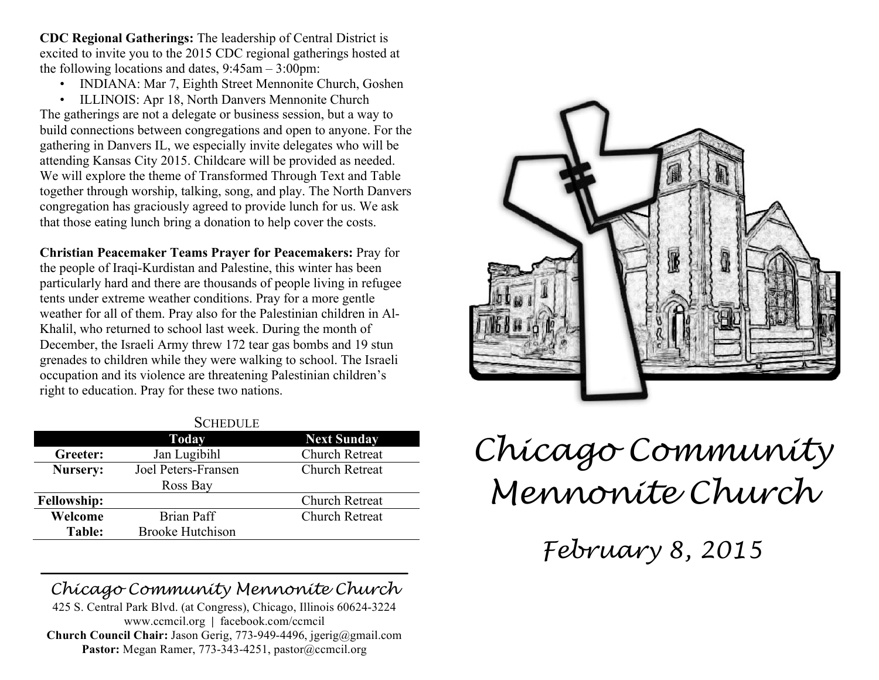**CDC Regional Gatherings:** The leadership of Central District is excited to invite you to the 2015 CDC regional gatherings hosted at the following locations and dates, 9:45am – 3:00pm:

- INDIANA: Mar 7, Eighth Street Mennonite Church, Goshen
- ILLINOIS: Apr 18, North Danvers Mennonite Church

The gatherings are not a delegate or business session, but a way to build connections between congregations and open to anyone. For the gathering in Danvers IL, we especially invite delegates who will be attending Kansas City 2015. Childcare will be provided as needed. We will explore the theme of Transformed Through Text and Table together through worship, talking, song, and play. The North Danvers congregation has graciously agreed to provide lunch for us. We ask that those eating lunch bring a donation to help cover the costs.

**Christian Peacemaker Teams Prayer for Peacemakers:** Pray for the people of Iraqi-Kurdistan and Palestine, this winter has been particularly hard and there are thousands of people living in refugee tents under extreme weather conditions. Pray for a more gentle weather for all of them. Pray also for the Palestinian children in Al-Khalil, who returned to school last week. During the month of December, the Israeli Army threw 172 tear gas bombs and 19 stun grenades to children while they were walking to school. The Israeli occupation and its violence are threatening Palestinian children's right to education. Pray for these two nations.

SCHEDULE

| | Today | Next Sunday |
|---|---|---|
| **Greeter:** | Jan Lugibihl | Church Retreat |
| **Nursery:** | Joel Peters-Fransen<br>Ross Bay | Church Retreat |
| **Fellowship:** | | Church Retreat |
| **Welcome Table:** | Brian Paff<br>Brooke Hutchison | Church Retreat |

*Chicago Community Mennonite Church*

425 S. Central Park Blvd. (at Congress), Chicago, Illinois 60624-3224
www.ccmcil.org | facebook.com/ccmcil
**Church Council Chair:** Jason Gerig, 773-949-4496, jgerig@gmail.com
**Pastor:** Megan Ramer, 773-343-4251, pastor@ccmcil.org

# *Chicago Community Mennonite Church*

## *February 8, 2015*